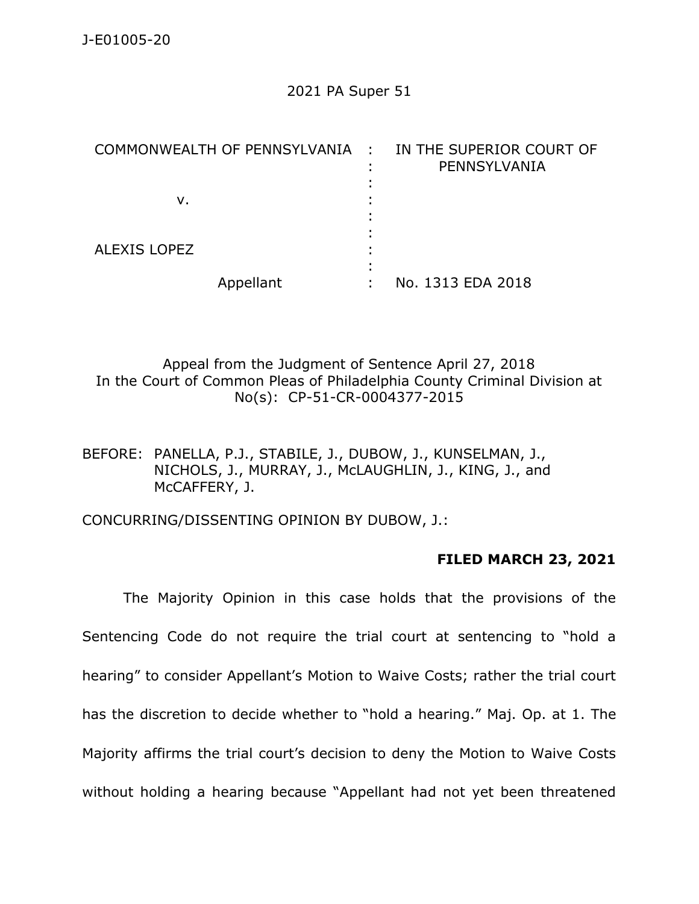J-E01005-20

2021 PA Super 51

| COMMONWEALTH OF PENNSYLVANIA | : | IN THE SUPERIOR COURT OF PENNSYLVANIA |
|---|---|---|
| v. | : | |
| ALEXIS LOPEZ | : | |
| Appellant | : | No. 1313 EDA 2018 |

Appeal from the Judgment of Sentence April 27, 2018
In the Court of Common Pleas of Philadelphia County Criminal Division at No(s): CP-51-CR-0004377-2015

BEFORE: PANELLA, P.J., STABILE, J., DUBOW, J., KUNSELMAN, J., NICHOLS, J., MURRAY, J., McLAUGHLIN, J., KING, J., and McCAFFERY, J.

CONCURRING/DISSENTING OPINION BY DUBOW, J.:

**FILED MARCH 23, 2021**

The Majority Opinion in this case holds that the provisions of the Sentencing Code do not require the trial court at sentencing to "hold a hearing" to consider Appellant's Motion to Waive Costs; rather the trial court has the discretion to decide whether to "hold a hearing." Maj. Op. at 1. The Majority affirms the trial court's decision to deny the Motion to Waive Costs without holding a hearing because "Appellant had not yet been threatened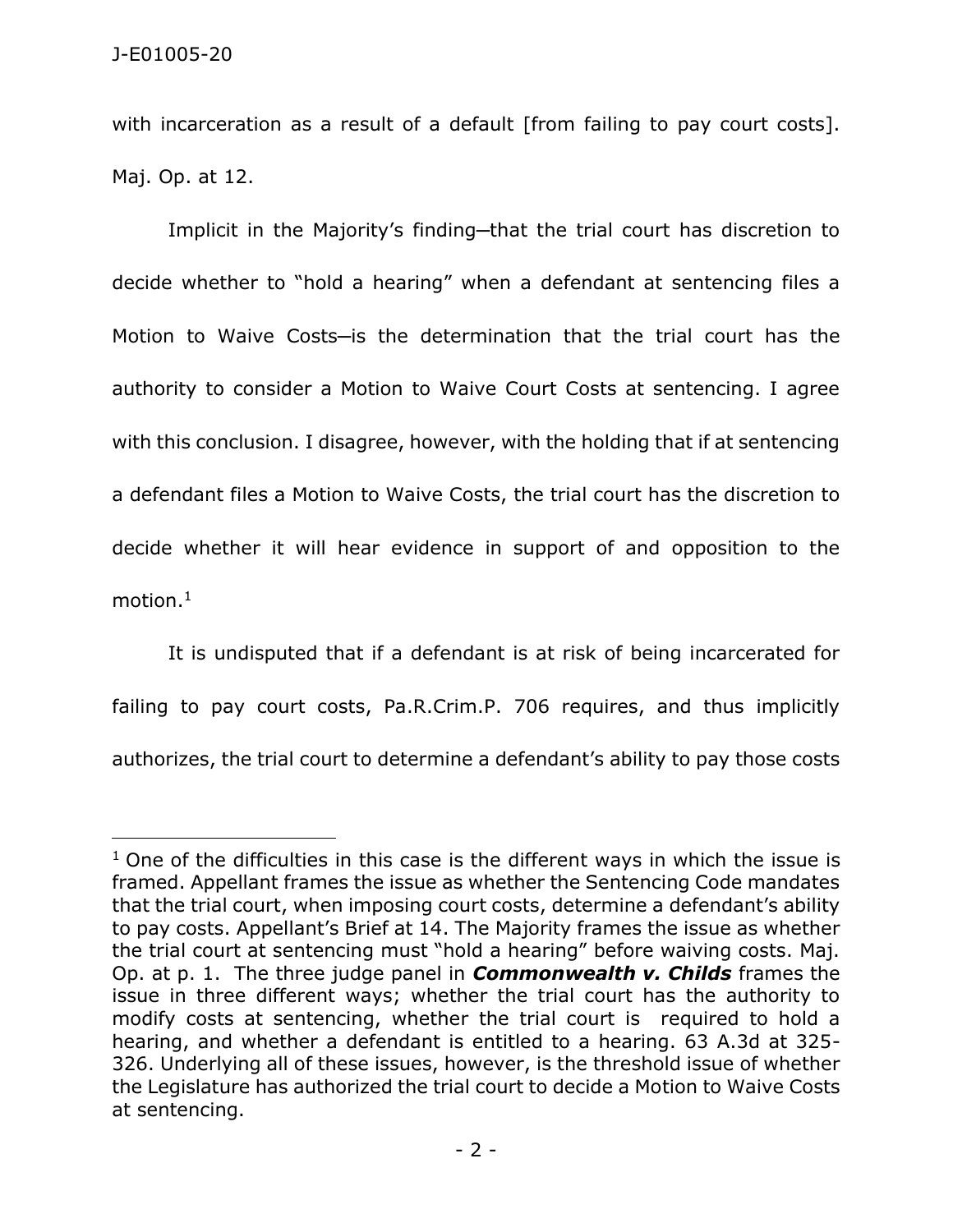with incarceration as a result of a default [from failing to pay court costs]. Maj. Op. at 12.

Implicit in the Majority's finding—that the trial court has discretion to decide whether to "hold a hearing" when a defendant at sentencing files a Motion to Waive Costs—is the determination that the trial court has the authority to consider a Motion to Waive Court Costs at sentencing. I agree with this conclusion. I disagree, however, with the holding that if at sentencing a defendant files a Motion to Waive Costs, the trial court has the discretion to decide whether it will hear evidence in support of and opposition to the motion.[1]

It is undisputed that if a defendant is at risk of being incarcerated for failing to pay court costs, Pa.R.Crim.P. 706 requires, and thus implicitly authorizes, the trial court to determine a defendant's ability to pay those costs

---

[1] One of the difficulties in this case is the different ways in which the issue is framed. Appellant frames the issue as whether the Sentencing Code mandates that the trial court, when imposing court costs, determine a defendant's ability to pay costs. Appellant's Brief at 14. The Majority frames the issue as whether the trial court at sentencing must "hold a hearing" before waiving costs. Maj. Op. at p. 1. The three judge panel in ***Commonwealth v. Childs*** frames the issue in three different ways; whether the trial court has the authority to modify costs at sentencing, whether the trial court is required to hold a hearing, and whether a defendant is entitled to a hearing. 63 A.3d at 325-326. Underlying all of these issues, however, is the threshold issue of whether the Legislature has authorized the trial court to decide a Motion to Waive Costs at sentencing.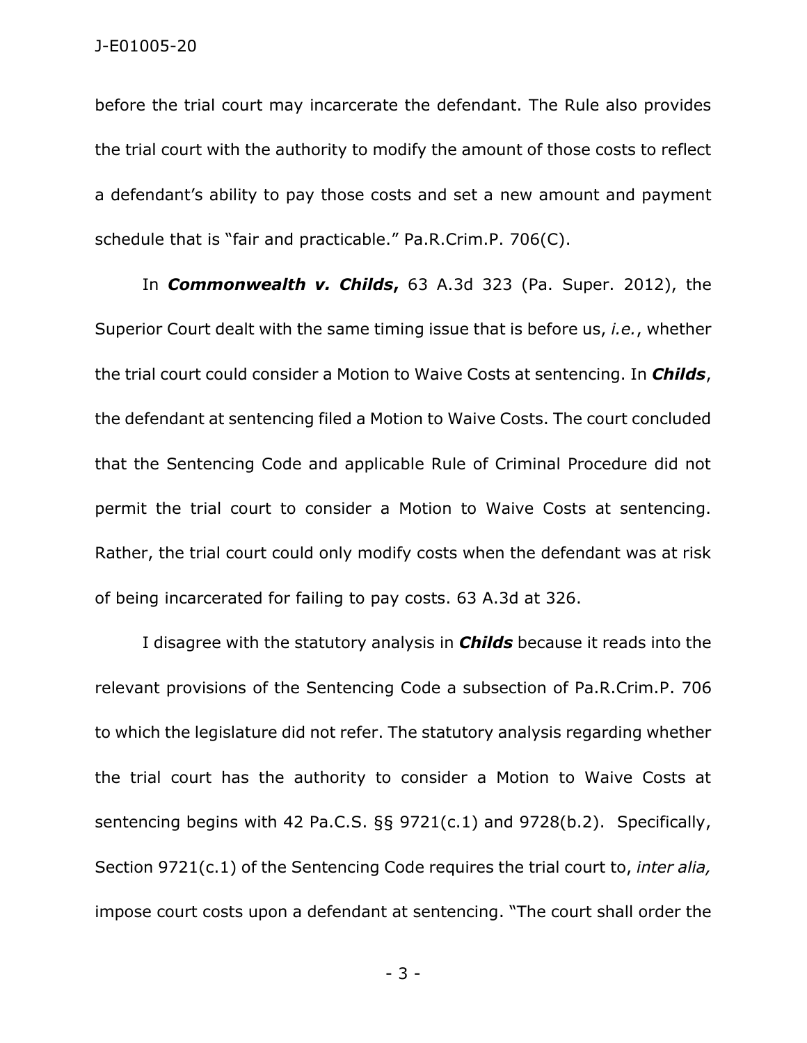before the trial court may incarcerate the defendant. The Rule also provides the trial court with the authority to modify the amount of those costs to reflect a defendant's ability to pay those costs and set a new amount and payment schedule that is "fair and practicable." Pa.R.Crim.P. 706(C).

In ***Commonwealth v. Childs***, 63 A.3d 323 (Pa. Super. 2012), the Superior Court dealt with the same timing issue that is before us, *i.e.*, whether the trial court could consider a Motion to Waive Costs at sentencing. In ***Childs***, the defendant at sentencing filed a Motion to Waive Costs. The court concluded that the Sentencing Code and applicable Rule of Criminal Procedure did not permit the trial court to consider a Motion to Waive Costs at sentencing. Rather, the trial court could only modify costs when the defendant was at risk of being incarcerated for failing to pay costs. 63 A.3d at 326.

I disagree with the statutory analysis in ***Childs*** because it reads into the relevant provisions of the Sentencing Code a subsection of Pa.R.Crim.P. 706 to which the legislature did not refer. The statutory analysis regarding whether the trial court has the authority to consider a Motion to Waive Costs at sentencing begins with 42 Pa.C.S. §§ 9721(c.1) and 9728(b.2). Specifically, Section 9721(c.1) of the Sentencing Code requires the trial court to, *inter alia,* impose court costs upon a defendant at sentencing. "The court shall order the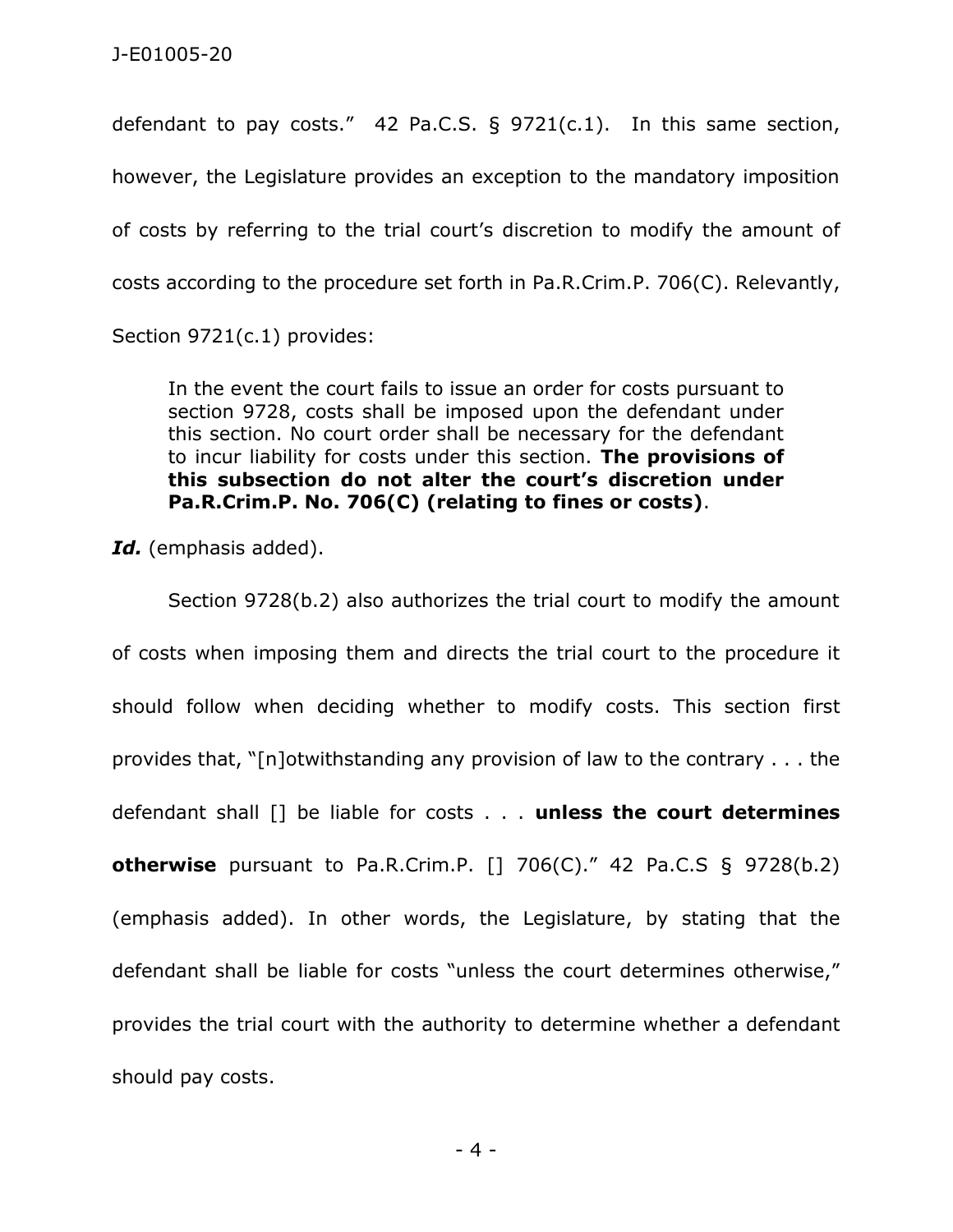defendant to pay costs." 42 Pa.C.S. § 9721(c.1). In this same section, however, the Legislature provides an exception to the mandatory imposition of costs by referring to the trial court's discretion to modify the amount of costs according to the procedure set forth in Pa.R.Crim.P. 706(C). Relevantly, Section 9721(c.1) provides:

> In the event the court fails to issue an order for costs pursuant to section 9728, costs shall be imposed upon the defendant under this section. No court order shall be necessary for the defendant to incur liability for costs under this section. **The provisions of this subsection do not alter the court's discretion under Pa.R.Crim.P. No. 706(C) (relating to fines or costs)**.

***Id.*** (emphasis added).

Section 9728(b.2) also authorizes the trial court to modify the amount of costs when imposing them and directs the trial court to the procedure it should follow when deciding whether to modify costs. This section first provides that, "[n]otwithstanding any provision of law to the contrary . . . the defendant shall [] be liable for costs . . . **unless the court determines otherwise** pursuant to Pa.R.Crim.P. [] 706(C)." 42 Pa.C.S § 9728(b.2) (emphasis added). In other words, the Legislature, by stating that the defendant shall be liable for costs "unless the court determines otherwise," provides the trial court with the authority to determine whether a defendant should pay costs.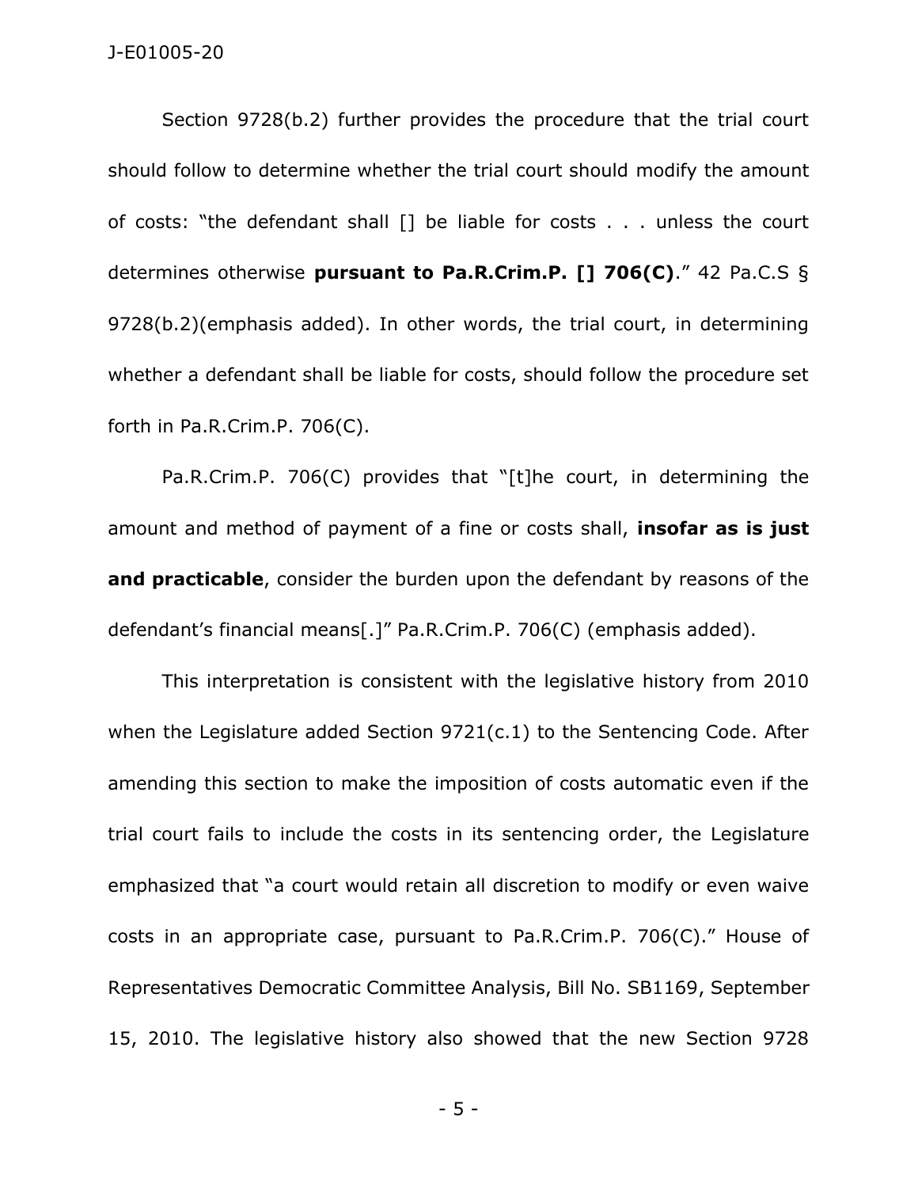Section 9728(b.2) further provides the procedure that the trial court should follow to determine whether the trial court should modify the amount of costs: "the defendant shall [] be liable for costs . . . unless the court determines otherwise **pursuant to Pa.R.Crim.P. [] 706(C)**." 42 Pa.C.S § 9728(b.2)(emphasis added). In other words, the trial court, in determining whether a defendant shall be liable for costs, should follow the procedure set forth in Pa.R.Crim.P. 706(C).

Pa.R.Crim.P. 706(C) provides that "[t]he court, in determining the amount and method of payment of a fine or costs shall, **insofar as is just and practicable**, consider the burden upon the defendant by reasons of the defendant's financial means[.]" Pa.R.Crim.P. 706(C) (emphasis added).

This interpretation is consistent with the legislative history from 2010 when the Legislature added Section 9721(c.1) to the Sentencing Code. After amending this section to make the imposition of costs automatic even if the trial court fails to include the costs in its sentencing order, the Legislature emphasized that "a court would retain all discretion to modify or even waive costs in an appropriate case, pursuant to Pa.R.Crim.P. 706(C)." House of Representatives Democratic Committee Analysis, Bill No. SB1169, September 15, 2010. The legislative history also showed that the new Section 9728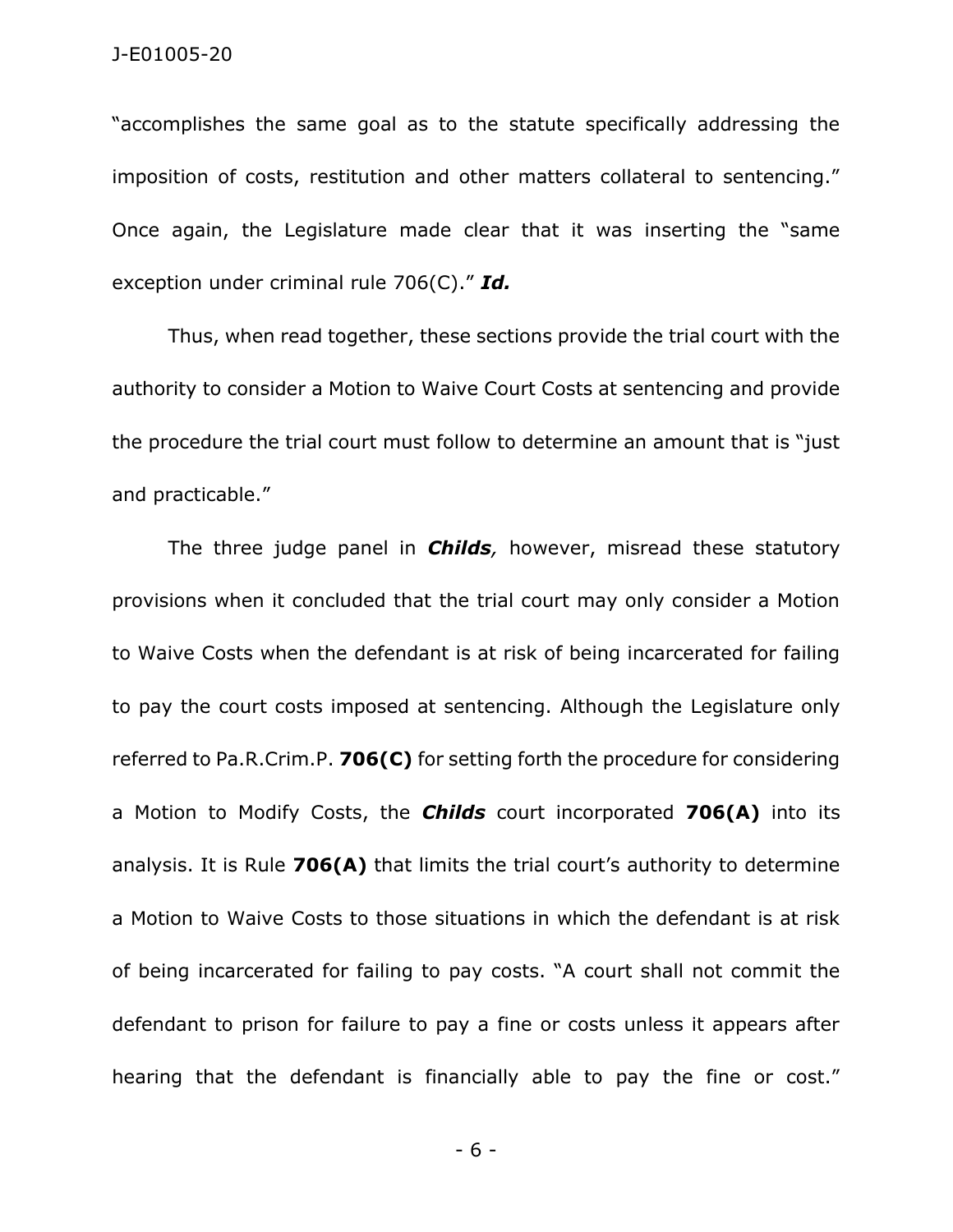"accomplishes the same goal as to the statute specifically addressing the imposition of costs, restitution and other matters collateral to sentencing." Once again, the Legislature made clear that it was inserting the "same exception under criminal rule 706(C)." ***Id.***

Thus, when read together, these sections provide the trial court with the authority to consider a Motion to Waive Court Costs at sentencing and provide the procedure the trial court must follow to determine an amount that is "just and practicable."

The three judge panel in ***Childs,*** however, misread these statutory provisions when it concluded that the trial court may only consider a Motion to Waive Costs when the defendant is at risk of being incarcerated for failing to pay the court costs imposed at sentencing. Although the Legislature only referred to Pa.R.Crim.P. **706(C)** for setting forth the procedure for considering a Motion to Modify Costs, the ***Childs*** court incorporated **706(A)** into its analysis. It is Rule **706(A)** that limits the trial court's authority to determine a Motion to Waive Costs to those situations in which the defendant is at risk of being incarcerated for failing to pay costs. "A court shall not commit the defendant to prison for failure to pay a fine or costs unless it appears after hearing that the defendant is financially able to pay the fine or cost."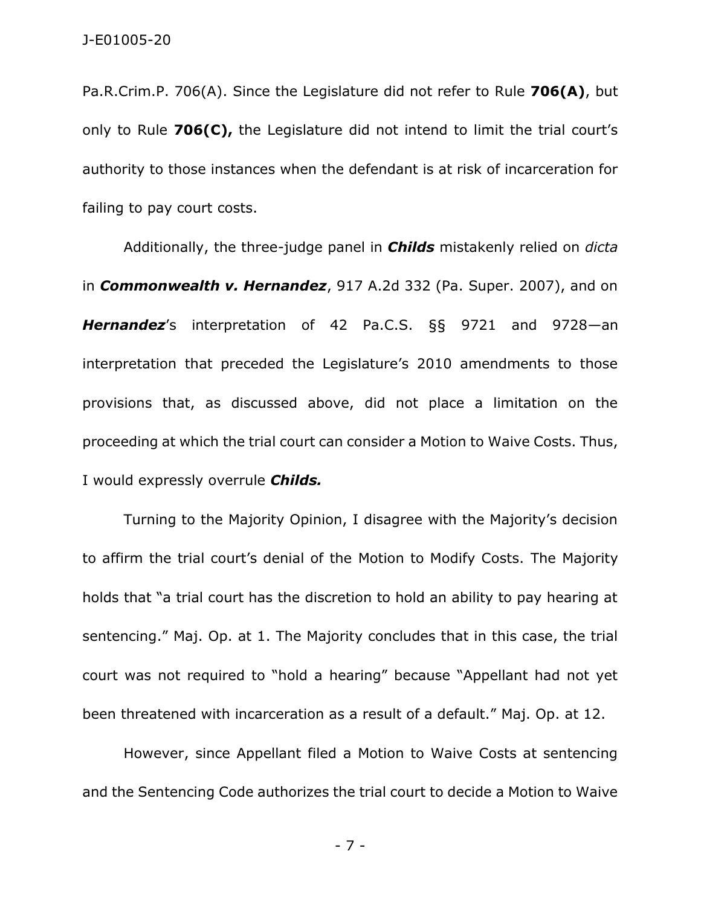Pa.R.Crim.P. 706(A). Since the Legislature did not refer to Rule **706(A)**, but only to Rule **706(C),** the Legislature did not intend to limit the trial court's authority to those instances when the defendant is at risk of incarceration for failing to pay court costs.

Additionally, the three-judge panel in ***Childs*** mistakenly relied on *dicta* in ***Commonwealth v. Hernandez***, 917 A.2d 332 (Pa. Super. 2007), and on ***Hernandez***'s interpretation of 42 Pa.C.S. §§ 9721 and 9728—an interpretation that preceded the Legislature's 2010 amendments to those provisions that, as discussed above, did not place a limitation on the proceeding at which the trial court can consider a Motion to Waive Costs. Thus, I would expressly overrule ***Childs.***

Turning to the Majority Opinion, I disagree with the Majority's decision to affirm the trial court's denial of the Motion to Modify Costs. The Majority holds that "a trial court has the discretion to hold an ability to pay hearing at sentencing." Maj. Op. at 1. The Majority concludes that in this case, the trial court was not required to "hold a hearing" because "Appellant had not yet been threatened with incarceration as a result of a default." Maj. Op. at 12.

However, since Appellant filed a Motion to Waive Costs at sentencing and the Sentencing Code authorizes the trial court to decide a Motion to Waive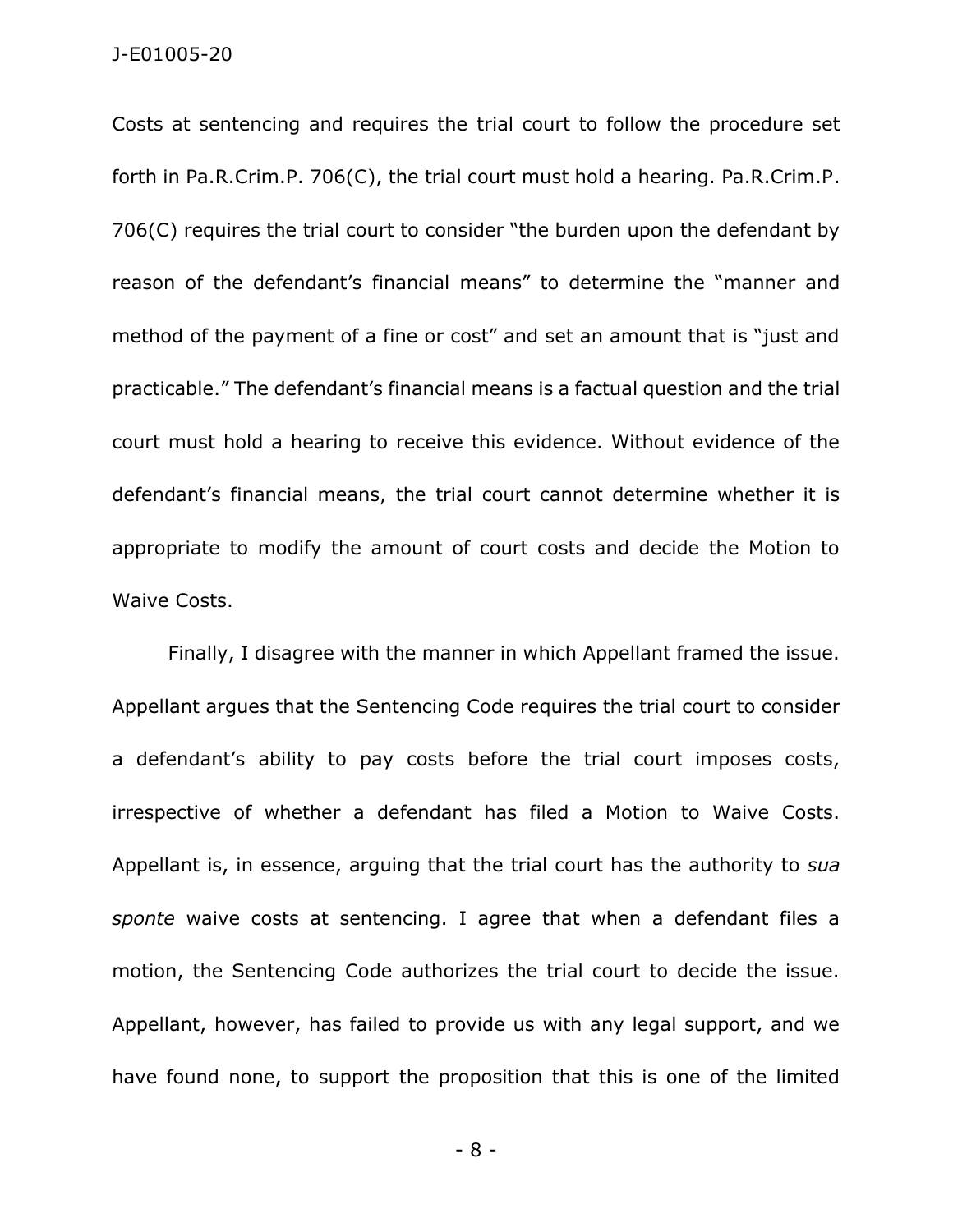Costs at sentencing and requires the trial court to follow the procedure set forth in Pa.R.Crim.P. 706(C), the trial court must hold a hearing. Pa.R.Crim.P. 706(C) requires the trial court to consider "the burden upon the defendant by reason of the defendant's financial means" to determine the "manner and method of the payment of a fine or cost" and set an amount that is "just and practicable." The defendant's financial means is a factual question and the trial court must hold a hearing to receive this evidence. Without evidence of the defendant's financial means, the trial court cannot determine whether it is appropriate to modify the amount of court costs and decide the Motion to Waive Costs.

Finally, I disagree with the manner in which Appellant framed the issue. Appellant argues that the Sentencing Code requires the trial court to consider a defendant's ability to pay costs before the trial court imposes costs, irrespective of whether a defendant has filed a Motion to Waive Costs. Appellant is, in essence, arguing that the trial court has the authority to *sua sponte* waive costs at sentencing. I agree that when a defendant files a motion, the Sentencing Code authorizes the trial court to decide the issue. Appellant, however, has failed to provide us with any legal support, and we have found none, to support the proposition that this is one of the limited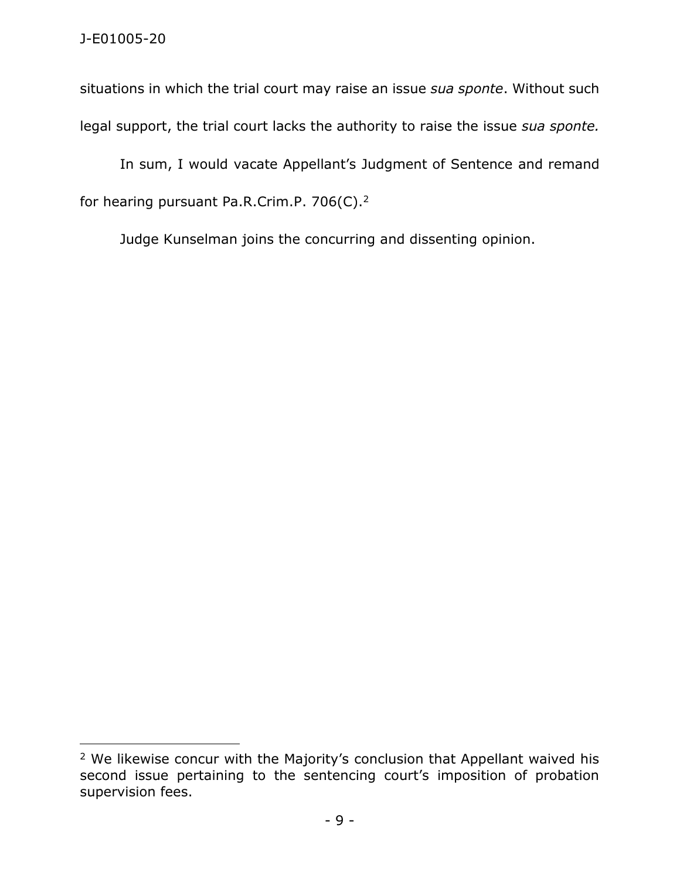situations in which the trial court may raise an issue *sua sponte*. Without such legal support, the trial court lacks the authority to raise the issue *sua sponte.*

In sum, I would vacate Appellant's Judgment of Sentence and remand for hearing pursuant Pa.R.Crim.P. 706(C).[2]

Judge Kunselman joins the concurring and dissenting opinion.

---

[2] We likewise concur with the Majority's conclusion that Appellant waived his second issue pertaining to the sentencing court's imposition of probation supervision fees.